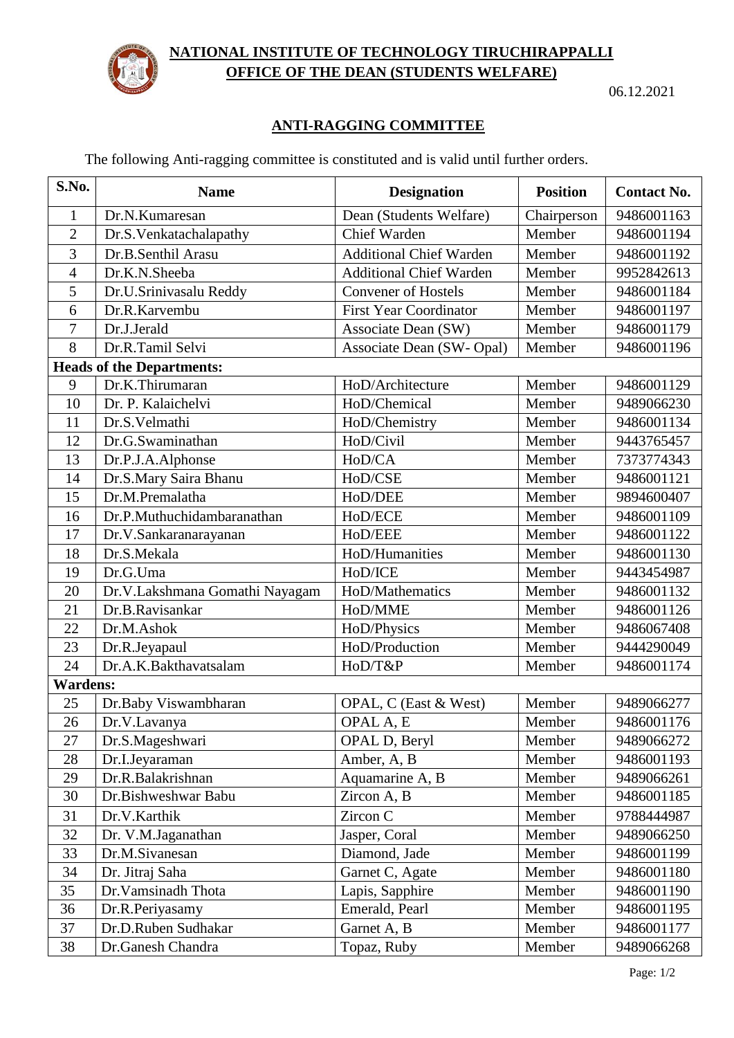**NATIONAL INSTITUTE OF TECHNOLOGY TIRUCHIRAPPALLI**
**OFFICE OF THE DEAN (STUDENTS WELFARE)**

06.12.2021

## ANTI-RAGGING COMMITTEE

The following Anti-ragging committee is constituted and is valid until further orders.

| S.No. | Name | Designation | Position | Contact No. |
|---|---|---|---|---|
| 1 | Dr.N.Kumaresan | Dean (Students Welfare) | Chairperson | 9486001163 |
| 2 | Dr.S.Venkatachalapathy | Chief Warden | Member | 9486001194 |
| 3 | Dr.B.Senthil Arasu | Additional Chief Warden | Member | 9486001192 |
| 4 | Dr.K.N.Sheeba | Additional Chief Warden | Member | 9952842613 |
| 5 | Dr.U.Srinivasalu Reddy | Convener of Hostels | Member | 9486001184 |
| 6 | Dr.R.Karvembu | First Year Coordinator | Member | 9486001197 |
| 7 | Dr.J.Jerald | Associate Dean (SW) | Member | 9486001179 |
| 8 | Dr.R.Tamil Selvi | Associate Dean (SW- Opal) | Member | 9486001196 |
| **Heads of the Departments:** | | | | |
| 9 | Dr.K.Thirumaran | HoD/Architecture | Member | 9486001129 |
| 10 | Dr. P. Kalaichelvi | HoD/Chemical | Member | 9489066230 |
| 11 | Dr.S.Velmathi | HoD/Chemistry | Member | 9486001134 |
| 12 | Dr.G.Swaminathan | HoD/Civil | Member | 9443765457 |
| 13 | Dr.P.J.A.Alphonse | HoD/CA | Member | 7373774343 |
| 14 | Dr.S.Mary Saira Bhanu | HoD/CSE | Member | 9486001121 |
| 15 | Dr.M.Premalatha | HoD/DEE | Member | 9894600407 |
| 16 | Dr.P.Muthuchidambaranathan | HoD/ECE | Member | 9486001109 |
| 17 | Dr.V.Sankaranarayanan | HoD/EEE | Member | 9486001122 |
| 18 | Dr.S.Mekala | HoD/Humanities | Member | 9486001130 |
| 19 | Dr.G.Uma | HoD/ICE | Member | 9443454987 |
| 20 | Dr.V.Lakshmana Gomathi Nayagam | HoD/Mathematics | Member | 9486001132 |
| 21 | Dr.B.Ravisankar | HoD/MME | Member | 9486001126 |
| 22 | Dr.M.Ashok | HoD/Physics | Member | 9486067408 |
| 23 | Dr.R.Jeyapaul | HoD/Production | Member | 9444290049 |
| 24 | Dr.A.K.Bakthavatsalam | HoD/T&P | Member | 9486001174 |
| **Wardens:** | | | | |
| 25 | Dr.Baby Viswambharan | OPAL, C (East & West) | Member | 9489066277 |
| 26 | Dr.V.Lavanya | OPAL A, E | Member | 9486001176 |
| 27 | Dr.S.Mageshwari | OPAL D, Beryl | Member | 9489066272 |
| 28 | Dr.I.Jeyaraman | Amber, A, B | Member | 9486001193 |
| 29 | Dr.R.Balakrishnan | Aquamarine A, B | Member | 9489066261 |
| 30 | Dr.Bishweshwar Babu | Zircon A, B | Member | 9486001185 |
| 31 | Dr.V.Karthik | Zircon C | Member | 9788444987 |
| 32 | Dr. V.M.Jaganathan | Jasper, Coral | Member | 9489066250 |
| 33 | Dr.M.Sivanesan | Diamond, Jade | Member | 9486001199 |
| 34 | Dr. Jitraj Saha | Garnet C, Agate | Member | 9486001180 |
| 35 | Dr.Vamsinadh Thota | Lapis, Sapphire | Member | 9486001190 |
| 36 | Dr.R.Periyasamy | Emerald, Pearl | Member | 9486001195 |
| 37 | Dr.D.Ruben Sudhakar | Garnet A, B | Member | 9486001177 |
| 38 | Dr.Ganesh Chandra | Topaz, Ruby | Member | 9489066268 |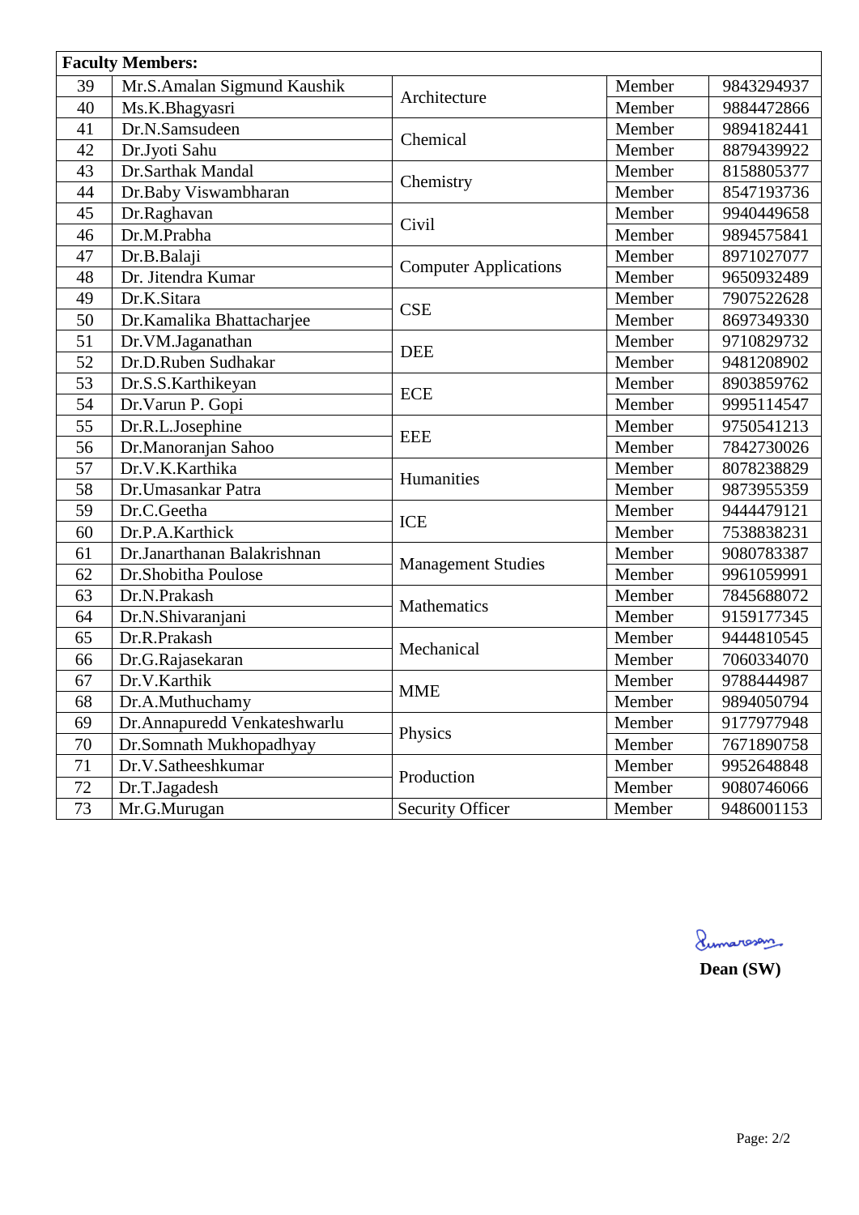| **Faculty Members:** | | | | |
|---|---|---|---|---|
| 39 | Mr.S.Amalan Sigmund Kaushik | Architecture | Member | 9843294937 |
| 40 | Ms.K.Bhagyasri | | Member | 9884472866 |
| 41 | Dr.N.Samsudeen | Chemical | Member | 9894182441 |
| 42 | Dr.Jyoti Sahu | | Member | 8879439922 |
| 43 | Dr.Sarthak Mandal | Chemistry | Member | 8158805377 |
| 44 | Dr.Baby Viswambharan | | Member | 8547193736 |
| 45 | Dr.Raghavan | Civil | Member | 9940449658 |
| 46 | Dr.M.Prabha | | Member | 9894575841 |
| 47 | Dr.B.Balaji | Computer Applications | Member | 8971027077 |
| 48 | Dr. Jitendra Kumar | | Member | 9650932489 |
| 49 | Dr.K.Sitara | CSE | Member | 7907522628 |
| 50 | Dr.Kamalika Bhattacharjee | | Member | 8697349330 |
| 51 | Dr.VM.Jaganathan | DEE | Member | 9710829732 |
| 52 | Dr.D.Ruben Sudhakar | | Member | 9481208902 |
| 53 | Dr.S.S.Karthikeyan | ECE | Member | 8903859762 |
| 54 | Dr.Varun P. Gopi | | Member | 9995114547 |
| 55 | Dr.R.L.Josephine | EEE | Member | 9750541213 |
| 56 | Dr.Manoranjan Sahoo | | Member | 7842730026 |
| 57 | Dr.V.K.Karthika | Humanities | Member | 8078238829 |
| 58 | Dr.Umasankar Patra | | Member | 9873955359 |
| 59 | Dr.C.Geetha | ICE | Member | 9444479121 |
| 60 | Dr.P.A.Karthick | | Member | 7538838231 |
| 61 | Dr.Janarthanan Balakrishnan | Management Studies | Member | 9080783387 |
| 62 | Dr.Shobitha Poulose | | Member | 9961059991 |
| 63 | Dr.N.Prakash | Mathematics | Member | 7845688072 |
| 64 | Dr.N.Shivaranjani | | Member | 9159177345 |
| 65 | Dr.R.Prakash | Mechanical | Member | 9444810545 |
| 66 | Dr.G.Rajasekaran | | Member | 7060334070 |
| 67 | Dr.V.Karthik | MME | Member | 9788444987 |
| 68 | Dr.A.Muthuchamy | | Member | 9894050794 |
| 69 | Dr.Annapuredd Venkateshwarlu | Physics | Member | 9177977948 |
| 70 | Dr.Somnath Mukhopadhyay | | Member | 7671890758 |
| 71 | Dr.V.Satheeshkumar | Production | Member | 9952648848 |
| 72 | Dr.T.Jagadesh | | Member | 9080746066 |
| 73 | Mr.G.Murugan | Security Officer | Member | 9486001153 |

Kumaresan

**Dean (SW)**